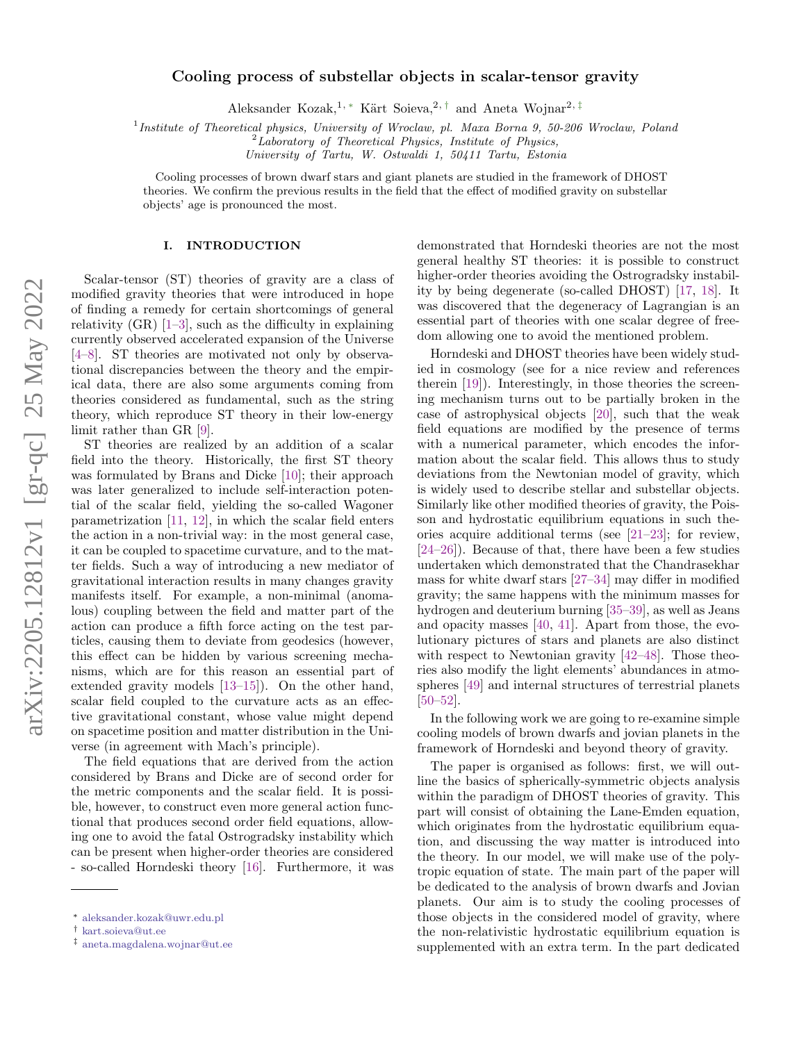# Cooling process of substellar objects in scalar-tensor gravity

Aleksander Kozak,[1,*] Kärt Soieva,[2,†] and Aneta Wojnar[2,‡]

[1] *Institute of Theoretical physics, University of Wroclaw, pl. Maxa Borna 9, 50-206 Wroclaw, Poland*
[2] *Laboratory of Theoretical Physics, Institute of Physics, University of Tartu, W. Ostwaldi 1, 50411 Tartu, Estonia*

Cooling processes of brown dwarf stars and giant planets are studied in the framework of DHOST theories. We confirm the previous results in the field that the effect of modified gravity on substellar objects' age is pronounced the most.

## I. INTRODUCTION

Scalar-tensor (ST) theories of gravity are a class of modified gravity theories that were introduced in hope of finding a remedy for certain shortcomings of general relativity (GR) [1–3], such as the difficulty in explaining currently observed accelerated expansion of the Universe [4–8]. ST theories are motivated not only by observational discrepancies between the theory and the empirical data, there are also some arguments coming from theories considered as fundamental, such as the string theory, which reproduce ST theory in their low-energy limit rather than GR [9].

ST theories are realized by an addition of a scalar field into the theory. Historically, the first ST theory was formulated by Brans and Dicke [10]; their approach was later generalized to include self-interaction potential of the scalar field, yielding the so-called Wagoner parametrization [11, 12], in which the scalar field enters the action in a non-trivial way: in the most general case, it can be coupled to spacetime curvature, and to the matter fields. Such a way of introducing a new mediator of gravitational interaction results in many changes gravity manifests itself. For example, a non-minimal (anomalous) coupling between the field and matter part of the action can produce a fifth force acting on the test particles, causing them to deviate from geodesics (however, this effect can be hidden by various screening mechanisms, which are for this reason an essential part of extended gravity models [13–15]). On the other hand, scalar field coupled to the curvature acts as an effective gravitational constant, whose value might depend on spacetime position and matter distribution in the Universe (in agreement with Mach's principle).

The field equations that are derived from the action considered by Brans and Dicke are of second order for the metric components and the scalar field. It is possible, however, to construct even more general action functional that produces second order field equations, allowing one to avoid the fatal Ostrogradsky instability which can be present when higher-order theories are considered - so-called Horndeski theory [16]. Furthermore, it was demonstrated that Horndeski theories are not the most general healthy ST theories: it is possible to construct higher-order theories avoiding the Ostrogradsky instability by being degenerate (so-called DHOST) [17, 18]. It was discovered that the degeneracy of Lagrangian is an essential part of theories with one scalar degree of freedom allowing one to avoid the mentioned problem.

Horndeski and DHOST theories have been widely studied in cosmology (see for a nice review and references therein [19]). Interestingly, in those theories the screening mechanism turns out to be partially broken in the case of astrophysical objects [20], such that the weak field equations are modified by the presence of terms with a numerical parameter, which encodes the information about the scalar field. This allows thus to study deviations from the Newtonian model of gravity, which is widely used to describe stellar and substellar objects. Similarly like other modified theories of gravity, the Poisson and hydrostatic equilibrium equations in such theories acquire additional terms (see [21–23]; for review, [24–26]). Because of that, there have been a few studies undertaken which demonstrated that the Chandrasekhar mass for white dwarf stars [27–34] may differ in modified gravity; the same happens with the minimum masses for hydrogen and deuterium burning [35–39], as well as Jeans and opacity masses [40, 41]. Apart from those, the evolutionary pictures of stars and planets are also distinct with respect to Newtonian gravity [42–48]. Those theories also modify the light elements' abundances in atmospheres [49] and internal structures of terrestrial planets [50–52].

In the following work we are going to re-examine simple cooling models of brown dwarfs and jovian planets in the framework of Horndeski and beyond theory of gravity.

The paper is organised as follows: first, we will outline the basics of spherically-symmetric objects analysis within the paradigm of DHOST theories of gravity. This part will consist of obtaining the Lane-Emden equation, which originates from the hydrostatic equilibrium equation, and discussing the way matter is introduced into the theory. In our model, we will make use of the polytropic equation of state. The main part of the paper will be dedicated to the analysis of brown dwarfs and Jovian planets. Our aim is to study the cooling processes of those objects in the considered model of gravity, where the non-relativistic hydrostatic equilibrium equation is supplemented with an extra term. In the part dedicated

* aleksander.kozak@uwr.edu.pl
† kart.soieva@ut.ee
‡ aneta.magdalena.wojnar@ut.ee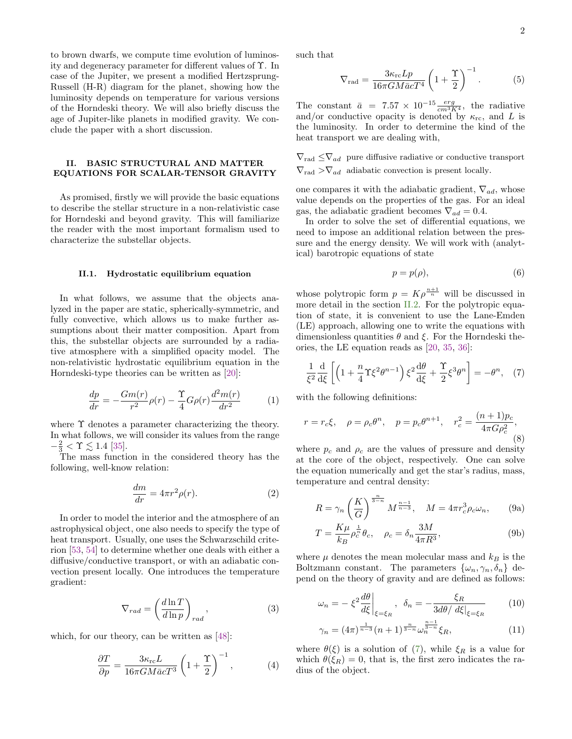to brown dwarfs, we compute time evolution of luminosity and degeneracy parameter for different values of $\Upsilon$. In case of the Jupiter, we present a modified Hertzsprung-Russell (H-R) diagram for the planet, showing how the luminosity depends on temperature for various versions of the Horndeski theory. We will also briefly discuss the age of Jupiter-like planets in modified gravity. We conclude the paper with a short discussion.

## II. BASIC STRUCTURAL AND MATTER EQUATIONS FOR SCALAR-TENSOR GRAVITY

As promised, firstly we will provide the basic equations to describe the stellar structure in a non-relativistic case for Horndeski and beyond gravity. This will familiarize the reader with the most important formalism used to characterize the substellar objects.

### II.1. Hydrostatic equilibrium equation

In what follows, we assume that the objects analyzed in the paper are static, spherically-symmetric, and fully convective, which allows us to make further assumptions about their matter composition. Apart from this, the substellar objects are surrounded by a radiative atmosphere with a simplified opacity model. The non-relativistic hydrostatic equilibrium equation in the Horndeski-type theories can be written as [20]:

$$\frac{dp}{dr} = -\frac{Gm(r)}{r^2}\rho(r) - \frac{\Upsilon}{4}G\rho(r)\frac{d^2m(r)}{dr^2} \tag{1}$$

where $\Upsilon$ denotes a parameter characterizing the theory. In what follows, we will consider its values from the range $-\frac{2}{3} < \Upsilon \lesssim 1.4$ [35].

The mass function in the considered theory has the following, well-know relation:

$$\frac{dm}{dr} = 4\pi r^2 \rho(r). \tag{2}$$

In order to model the interior and the atmosphere of an astrophysical object, one also needs to specify the type of heat transport. Usually, one uses the Schwarzschild criterion [53, 54] to determine whether one deals with either a diffusive/conductive transport, or with an adiabatic convection present locally. One introduces the temperature gradient:

$$\nabla_{rad} = \left(\frac{d\ln T}{d\ln p}\right)_{rad}, \tag{3}$$

which, for our theory, can be written as [48]:

$$\frac{\partial T}{\partial p} = \frac{3\kappa_{\rm rc} L}{16\pi G M \bar{a} c T^3}\left(1+\frac{\Upsilon}{2}\right)^{-1}, \tag{4}$$

such that

$$\nabla_{\rm rad} = \frac{3\kappa_{\rm rc} L p}{16\pi G M \bar{a} c T^4}\left(1+\frac{\Upsilon}{2}\right)^{-1}. \tag{5}$$

The constant $\bar{a} = 7.57\times 10^{-15}\frac{erg}{cm^3 K^4}$, the radiative and/or conductive opacity is denoted by $\kappa_{\rm rc}$, and $L$ is the luminosity. In order to determine the kind of the heat transport we are dealing with,

$\nabla_{\rm rad} \leq \nabla_{ad}$ pure diffusive radiative or conductive transport
$\nabla_{\rm rad} > \nabla_{ad}$ adiabatic convection is present locally.

one compares it with the adiabatic gradient, $\nabla_{ad}$, whose value depends on the properties of the gas. For an ideal gas, the adiabatic gradient becomes $\nabla_{ad} = 0.4$.

In order to solve the set of differential equations, we need to impose an additional relation between the pressure and the energy density. We will work with (analytical) barotropic equations of state

$$p = p(\rho), \tag{6}$$

whose polytropic form $p = K\rho^{\frac{n+1}{n}}$ will be discussed in more detail in the section II.2. For the polytropic equation of state, it is convenient to use the Lane-Emden (LE) approach, allowing one to write the equations with dimensionless quantities $\theta$ and $\xi$. For the Horndeski theories, the LE equation reads as [20, 35, 36]:

$$\frac{1}{\xi^2}\frac{\mathrm{d}}{\mathrm{d}\xi}\left[\left(1+\frac{n}{4}\Upsilon\xi^2\theta^{n-1}\right)\xi^2\frac{\mathrm{d}\theta}{\mathrm{d}\xi} + \frac{\Upsilon}{2}\xi^3\theta^n\right] = -\theta^n, \tag{7}$$

with the following definitions:

$$r = r_c\xi, \quad \rho = \rho_c\theta^n, \quad p = p_c\theta^{n+1}, \quad r_c^2 = \frac{(n+1)p_c}{4\pi G\rho_c^2}, \tag{8}$$

where $p_c$ and $\rho_c$ are the values of pressure and density at the core of the object, respectively. One can solve the equation numerically and get the star's radius, mass, temperature and central density:

$$R = \gamma_n\left(\frac{K}{G}\right)^{\frac{n}{3-n}} M^{\frac{n-1}{n-3}}, \quad M = 4\pi r_c^3\rho_c\omega_n, \tag{9a}$$

$$T = \frac{K\mu}{k_B}\rho_c^{\frac{1}{n}}\theta_c, \quad \rho_c = \delta_n\frac{3M}{4\pi R^3}, \tag{9b}$$

where $\mu$ denotes the mean molecular mass and $k_B$ is the Boltzmann constant. The parameters $\{\omega_n, \gamma_n, \delta_n\}$ depend on the theory of gravity and are defined as follows:

$$\omega_n = -\left.\xi^2\frac{d\theta}{d\xi}\right|_{\xi=\xi_R}, \quad \delta_n = -\frac{\xi_R}{3d\theta/d\xi|_{\xi=\xi_R}} \tag{10}$$

$$\gamma_n = (4\pi)^{\frac{1}{n-3}}(n+1)^{\frac{n}{3-n}}\omega_n^{\frac{n-1}{3-n}}\xi_R, \tag{11}$$

where $\theta(\xi)$ is a solution of (7), while $\xi_R$ is a value for which $\theta(\xi_R) = 0$, that is, the first zero indicates the radius of the object.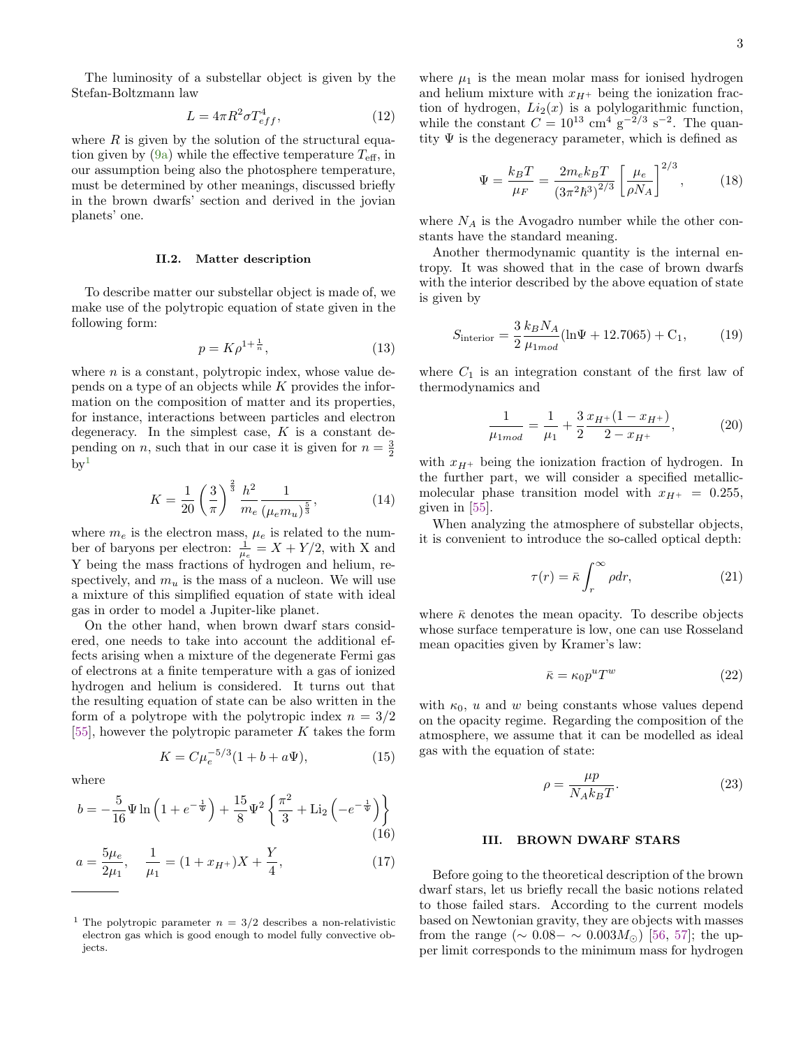The luminosity of a substellar object is given by the Stefan-Boltzmann law

$$L = 4\pi R^2 \sigma T_{eff}^4, \tag{12}$$

where $R$ is given by the solution of the structural equation given by (9a) while the effective temperature $T_{\rm eff}$, in our assumption being also the photosphere temperature, must be determined by other meanings, discussed briefly in the brown dwarfs' section and derived in the jovian planets' one.

### II.2. Matter description

To describe matter our substellar object is made of, we make use of the polytropic equation of state given in the following form:

$$p = K\rho^{1+\frac{1}{n}}, \tag{13}$$

where $n$ is a constant, polytropic index, whose value depends on a type of an objects while $K$ provides the information on the composition of matter and its properties, for instance, interactions between particles and electron degeneracy. In the simplest case, $K$ is a constant depending on $n$, such that in our case it is given for $n = \frac{3}{2}$ by[1]

$$K = \frac{1}{20}\left(\frac{3}{\pi}\right)^{\frac{2}{3}} \frac{h^2}{m_e} \frac{1}{(\mu_e m_u)^{\frac{5}{3}}}, \tag{14}$$

where $m_e$ is the electron mass, $\mu_e$ is related to the number of baryons per electron: $\frac{1}{\mu_e} = X + Y/2$, with X and Y being the mass fractions of hydrogen and helium, respectively, and $m_u$ is the mass of a nucleon. We will use a mixture of this simplified equation of state with ideal gas in order to model a Jupiter-like planet.

On the other hand, when brown dwarf stars considered, one needs to take into account the additional effects arising when a mixture of the degenerate Fermi gas of electrons at a finite temperature with a gas of ionized hydrogen and helium is considered. It turns out that the resulting equation of state can be also written in the form of a polytrope with the polytropic index $n = 3/2$ [55], however the polytropic parameter $K$ takes the form

$$K = C\mu_e^{-5/3}(1 + b + a\Psi), \tag{15}$$

where

$$b = -\frac{5}{16}\Psi \ln\left(1 + e^{-\frac{1}{\Psi}}\right) + \frac{15}{8}\Psi^2 \left\{\frac{\pi^2}{3} + \mathrm{Li}_2\left(-e^{-\frac{1}{\Psi}}\right)\right\} \tag{16}$$

$$a = \frac{5\mu_e}{2\mu_1}, \quad \frac{1}{\mu_1} = (1 + x_{H^+})X + \frac{Y}{4}, \tag{17}$$

where $\mu_1$ is the mean molar mass for ionised hydrogen and helium mixture with $x_{H^+}$ being the ionization fraction of hydrogen, $Li_2(x)$ is a polylogarithmic function, while the constant $C = 10^{13}$ cm$^4$ g$^{-2/3}$ s$^{-2}$. The quantity $\Psi$ is the degeneracy parameter, which is defined as

$$\Psi = \frac{k_B T}{\mu_F} = \frac{2m_e k_B T}{(3\pi^2\hbar^3)^{2/3}} \left[\frac{\mu_e}{\rho N_A}\right]^{2/3}, \tag{18}$$

where $N_A$ is the Avogadro number while the other constants have the standard meaning.

Another thermodynamic quantity is the internal entropy. It was showed that in the case of brown dwarfs with the interior described by the above equation of state is given by

$$S_{\rm interior} = \frac{3}{2}\frac{k_B N_A}{\mu_{1mod}}(\ln\Psi + 12.7065) + \mathrm{C}_1, \tag{19}$$

where $C_1$ is an integration constant of the first law of thermodynamics and

$$\frac{1}{\mu_{1mod}} = \frac{1}{\mu_1} + \frac{3}{2}\frac{x_{H^+}(1 - x_{H^+})}{2 - x_{H^+}}, \tag{20}$$

with $x_{H^+}$ being the ionization fraction of hydrogen. In the further part, we will consider a specified metallic-molecular phase transition model with $x_{H^+} = 0.255$, given in [55].

When analyzing the atmosphere of substellar objects, it is convenient to introduce the so-called optical depth:

$$\tau(r) = \bar{\kappa}\int_r^\infty \rho dr, \tag{21}$$

where $\bar{\kappa}$ denotes the mean opacity. To describe objects whose surface temperature is low, one can use Rosseland mean opacities given by Kramer's law:

$$\bar{\kappa} = \kappa_0 p^u T^w \tag{22}$$

with $\kappa_0$, $u$ and $w$ being constants whose values depend on the opacity regime. Regarding the composition of the atmosphere, we assume that it can be modelled as ideal gas with the equation of state:

$$\rho = \frac{\mu p}{N_A k_B T}. \tag{23}$$

## III. BROWN DWARF STARS

Before going to the theoretical description of the brown dwarf stars, let us briefly recall the basic notions related to those failed stars. According to the current models based on Newtonian gravity, they are objects with masses from the range ($\sim 0.08-\sim 0.003M_\odot$) [56, 57]; the upper limit corresponds to the minimum mass for hydrogen

---

[1] The polytropic parameter $n = 3/2$ describes a non-relativistic electron gas which is good enough to model fully convective objects.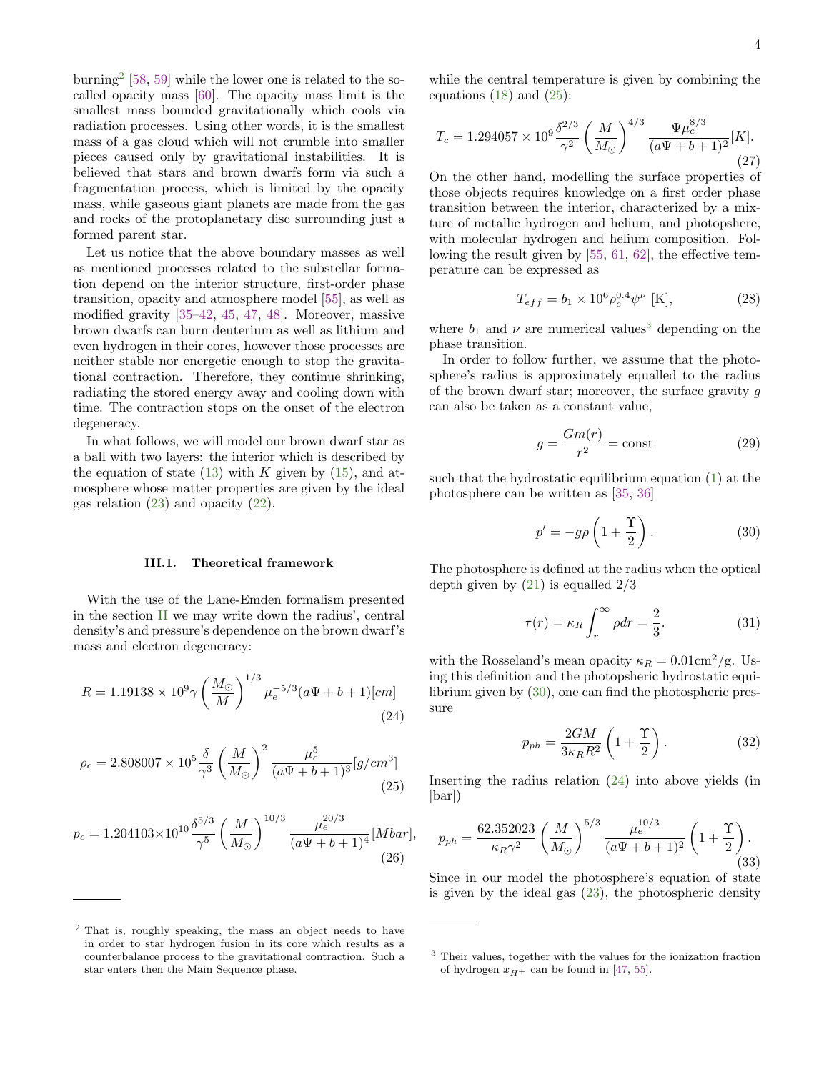burning[2] [58, 59] while the lower one is related to the so-called opacity mass [60]. The opacity mass limit is the smallest mass bounded gravitationally which cools via radiation processes. Using other words, it is the smallest mass of a gas cloud which will not crumble into smaller pieces caused only by gravitational instabilities. It is believed that stars and brown dwarfs form via such a fragmentation process, which is limited by the opacity mass, while gaseous giant planets are made from the gas and rocks of the protoplanetary disc surrounding just a formed parent star.

Let us notice that the above boundary masses as well as mentioned processes related to the substellar formation depend on the interior structure, first-order phase transition, opacity and atmosphere model [55], as well as modified gravity [35–42, 45, 47, 48]. Moreover, massive brown dwarfs can burn deuterium as well as lithium and even hydrogen in their cores, however those processes are neither stable nor energetic enough to stop the gravitational contraction. Therefore, they continue shrinking, radiating the stored energy away and cooling down with time. The contraction stops on the onset of the electron degeneracy.

In what follows, we will model our brown dwarf star as a ball with two layers: the interior which is described by the equation of state (13) with $K$ given by (15), and atmosphere whose matter properties are given by the ideal gas relation (23) and opacity (22).

### III.1. Theoretical framework

With the use of the Lane-Emden formalism presented in the section II we may write down the radius', central density's and pressure's dependence on the brown dwarf's mass and electron degeneracy:

$$R = 1.19138\times10^{9}\gamma\left(\frac{M_\odot}{M}\right)^{1/3}\mu_e^{-5/3}(a\Psi+b+1)[cm] \tag{24}$$

$$\rho_c = 2.808007\times10^{5}\frac{\delta}{\gamma^3}\left(\frac{M}{M_\odot}\right)^{2}\frac{\mu_e^5}{(a\Psi+b+1)^3}[g/cm^3] \tag{25}$$

$$p_c = 1.204103\times10^{10}\frac{\delta^{5/3}}{\gamma^5}\left(\frac{M}{M_\odot}\right)^{10/3}\frac{\mu_e^{20/3}}{(a\Psi+b+1)^4}[Mbar], \tag{26}$$

while the central temperature is given by combining the equations (18) and (25):

$$T_c = 1.294057\times10^{9}\frac{\delta^{2/3}}{\gamma^2}\left(\frac{M}{M_\odot}\right)^{4/3}\frac{\Psi\mu_e^{8/3}}{(a\Psi+b+1)^2}[K]. \tag{27}$$

On the other hand, modelling the surface properties of those objects requires knowledge on a first order phase transition between the interior, characterized by a mixture of metallic hydrogen and helium, and photosphere, with molecular hydrogen and helium composition. Following the result given by [55, 61, 62], the effective temperature can be expressed as

$$T_{eff} = b_1\times10^6\rho_e^{0.4}\psi^{\nu}\ [\mathrm{K}], \tag{28}$$

where $b_1$ and $\nu$ are numerical values[3] depending on the phase transition.

In order to follow further, we assume that the photosphere's radius is approximately equalled to the radius of the brown dwarf star; moreover, the surface gravity $g$ can also be taken as a constant value,

$$g = \frac{Gm(r)}{r^2} = \mathrm{const} \tag{29}$$

such that the hydrostatic equilibrium equation (1) at the photosphere can be written as [35, 36]

$$p' = -g\rho\left(1+\frac{\Upsilon}{2}\right). \tag{30}$$

The photosphere is defined at the radius when the optical depth given by (21) is equalled 2/3

$$\tau(r) = \kappa_R\int_r^\infty \rho dr = \frac{2}{3}. \tag{31}$$

with the Rosseland's mean opacity $\kappa_R = 0.01\mathrm{cm}^2/\mathrm{g}$. Using this definition and the photopsheric hydrostatic equilibrium given by (30), one can find the photospheric pressure

$$p_{ph} = \frac{2GM}{3\kappa_R R^2}\left(1+\frac{\Upsilon}{2}\right). \tag{32}$$

Inserting the radius relation (24) into above yields (in [bar])

$$p_{ph} = \frac{62.352023}{\kappa_R\gamma^2}\left(\frac{M}{M_\odot}\right)^{5/3}\frac{\mu_e^{10/3}}{(a\Psi+b+1)^2}\left(1+\frac{\Upsilon}{2}\right). \tag{33}$$

Since in our model the photosphere's equation of state is given by the ideal gas (23), the photospheric density

---

[2] That is, roughly speaking, the mass an object needs to have in order to star hydrogen fusion in its core which results as a counterbalance process to the gravitational contraction. Such a star enters then the Main Sequence phase.

[3] Their values, together with the values for the ionization fraction of hydrogen $x_{H^+}$ can be found in [47, 55].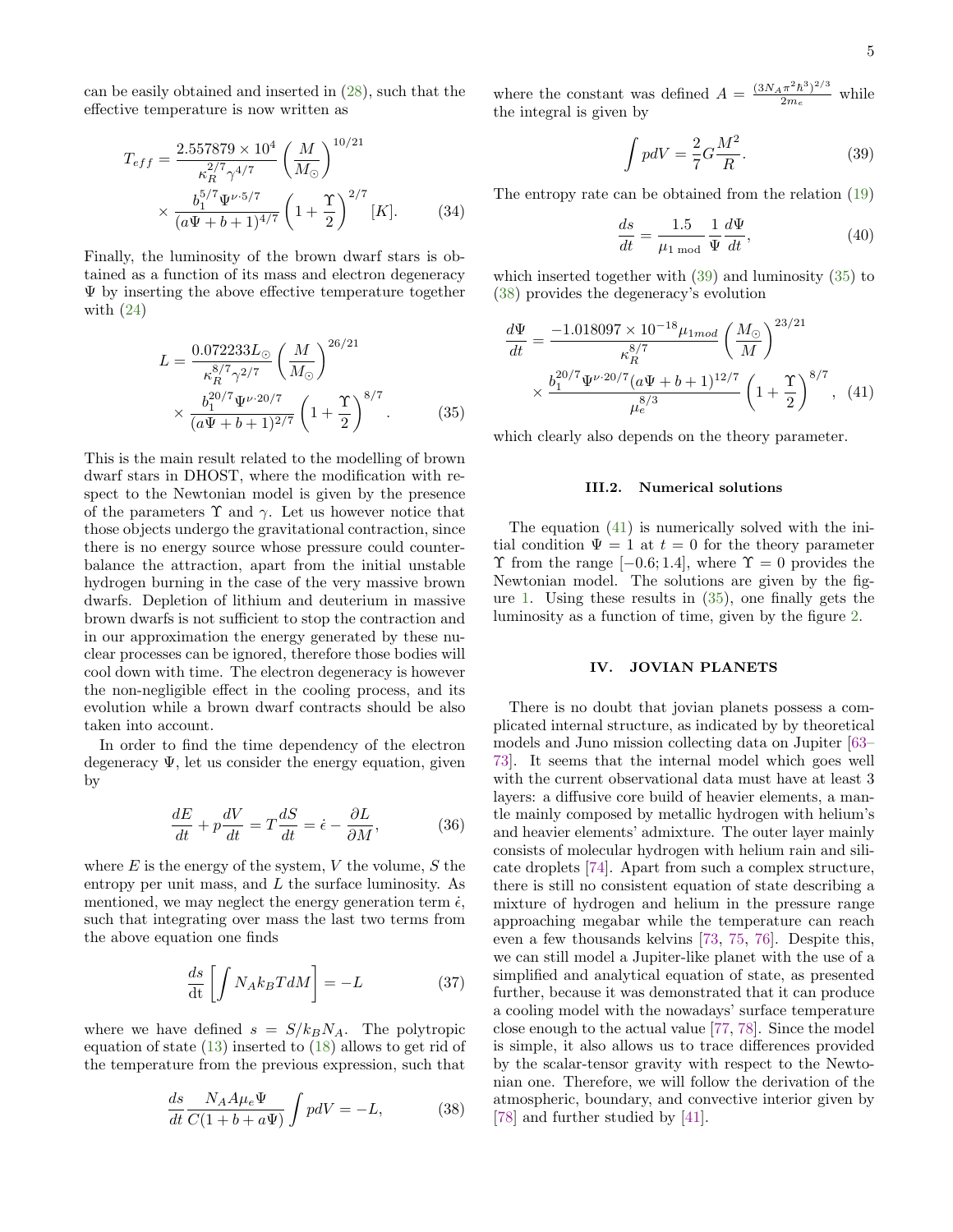can be easily obtained and inserted in (28), such that the effective temperature is now written as

$$
T_{eff} = \frac{2.557879\times10^4}{\kappa_R^{2/7}\gamma^{4/7}}\left(\frac{M}{M_\odot}\right)^{10/21} \times \frac{b_1^{5/7}\Psi^{\nu\cdot 5/7}}{(a\Psi+b+1)^{4/7}}\left(1+\frac{\Upsilon}{2}\right)^{2/7}[K]. \tag{34}
$$

Finally, the luminosity of the brown dwarf stars is obtained as a function of its mass and electron degeneracy $\Psi$ by inserting the above effective temperature together with (24)

$$
L = \frac{0.072233 L_\odot}{\kappa_R^{8/7}\gamma^{2/7}}\left(\frac{M}{M_\odot}\right)^{26/21} \times \frac{b_1^{20/7}\Psi^{\nu\cdot 20/7}}{(a\Psi+b+1)^{2/7}}\left(1+\frac{\Upsilon}{2}\right)^{8/7}. \tag{35}
$$

This is the main result related to the modelling of brown dwarf stars in DHOST, where the modification with respect to the Newtonian model is given by the presence of the parameters $\Upsilon$ and $\gamma$. Let us however notice that those objects undergo the gravitational contraction, since there is no energy source whose pressure could counterbalance the attraction, apart from the initial unstable hydrogen burning in the case of the very massive brown dwarfs. Depletion of lithium and deuterium in massive brown dwarfs is not sufficient to stop the contraction and in our approximation the energy generated by these nuclear processes can be ignored, therefore those bodies will cool down with time. The electron degeneracy is however the non-negligible effect in the cooling process, and its evolution while a brown dwarf contracts should be also taken into account.

In order to find the time dependency of the electron degeneracy $\Psi$, let us consider the energy equation, given by

$$
\frac{dE}{dt} + p\frac{dV}{dt} = T\frac{dS}{dt} = \dot{\epsilon} - \frac{\partial L}{\partial M}, \tag{36}
$$

where $E$ is the energy of the system, $V$ the volume, $S$ the entropy per unit mass, and $L$ the surface luminosity. As mentioned, we may neglect the energy generation term $\dot{\epsilon}$, such that integrating over mass the last two terms from the above equation one finds

$$
\frac{ds}{\mathrm{d}t}\left[\int N_A k_B T dM\right] = -L \tag{37}
$$

where we have defined $s = S/k_B N_A$. The polytropic equation of state (13) inserted to (18) allows to get rid of the temperature from the previous expression, such that

$$
\frac{ds}{dt}\frac{N_A A \mu_e \Psi}{C(1+b+a\Psi)}\int p dV = -L, \tag{38}
$$

where the constant was defined $A = \frac{(3N_A\pi^2\hbar^3)^{2/3}}{2m_e}$ while the integral is given by

$$
\int p dV = \frac{2}{7}G\frac{M^2}{R}. \tag{39}
$$

The entropy rate can be obtained from the relation (19)

$$
\frac{ds}{dt} = \frac{1.5}{\mu_{1\ \text{mod}}}\frac{1}{\Psi}\frac{d\Psi}{dt}, \tag{40}
$$

which inserted together with (39) and luminosity (35) to (38) provides the degeneracy's evolution

$$
\frac{d\Psi}{dt} = \frac{-1.018097\times10^{-18}\mu_{1mod}}{\kappa_R^{8/7}}\left(\frac{M_\odot}{M}\right)^{23/21} \times \frac{b_1^{20/7}\Psi^{\nu\cdot 20/7}(a\Psi+b+1)^{12/7}}{\mu_e^{8/3}}\left(1+\frac{\Upsilon}{2}\right)^{8/7}, \tag{41}
$$

which clearly also depends on the theory parameter.

### III.2. Numerical solutions

The equation (41) is numerically solved with the initial condition $\Psi = 1$ at $t = 0$ for the theory parameter $\Upsilon$ from the range $[-0.6; 1.4]$, where $\Upsilon = 0$ provides the Newtonian model. The solutions are given by the figure 1. Using these results in (35), one finally gets the luminosity as a function of time, given by the figure 2.

## IV. JOVIAN PLANETS

There is no doubt that jovian planets possess a complicated internal structure, as indicated by by theoretical models and Juno mission collecting data on Jupiter [63–73]. It seems that the internal model which goes well with the current observational data must have at least 3 layers: a diffusive core build of heavier elements, a mantle mainly composed by metallic hydrogen with helium's and heavier elements' admixture. The outer layer mainly consists of molecular hydrogen with helium rain and silicate droplets [74]. Apart from such a complex structure, there is still no consistent equation of state describing a mixture of hydrogen and helium in the pressure range approaching megabar while the temperature can reach even a few thousands kelvins [73, 75, 76]. Despite this, we can still model a Jupiter-like planet with the use of a simplified and analytical equation of state, as presented further, because it was demonstrated that it can produce a cooling model with the nowadays' surface temperature close enough to the actual value [77, 78]. Since the model is simple, it also allows us to trace differences provided by the scalar-tensor gravity with respect to the Newtonian one. Therefore, we will follow the derivation of the atmospheric, boundary, and convective interior given by [78] and further studied by [41].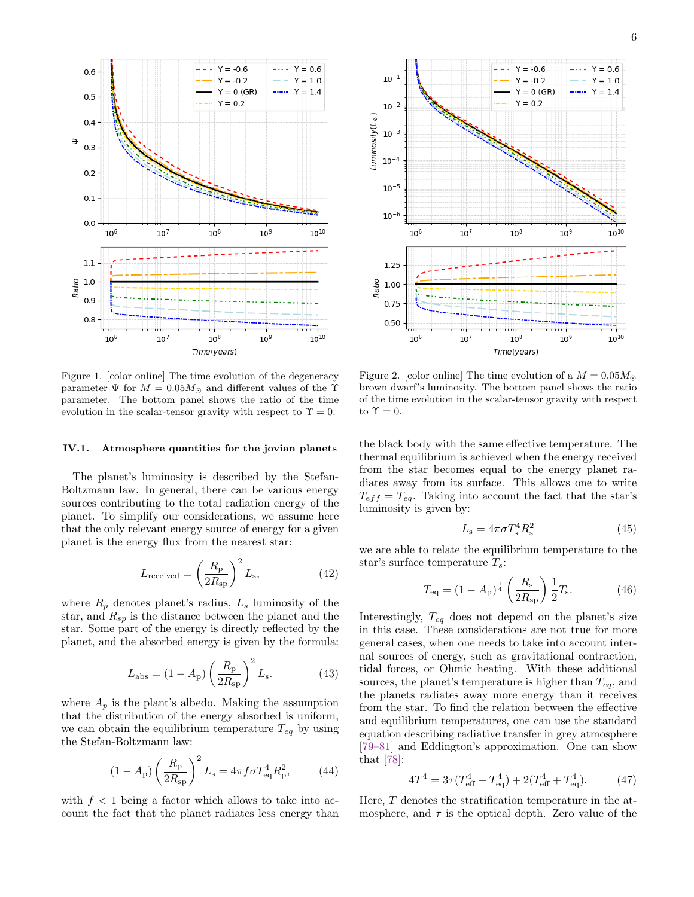Figure 1. [color online] The time evolution of the degeneracy parameter $\Psi$ for $M = 0.05M_\odot$ and different values of the $\Upsilon$ parameter. The bottom panel shows the ratio of the time evolution in the scalar-tensor gravity with respect to $\Upsilon = 0$.

Figure 2. [color online] The time evolution of a $M = 0.05M_\odot$ brown dwarf's luminosity. The bottom panel shows the ratio of the time evolution in the scalar-tensor gravity with respect to $\Upsilon = 0$.

### IV.1. Atmosphere quantities for the jovian planets

The planet's luminosity is described by the Stefan-Boltzmann law. In general, there can be various energy sources contributing to the total radiation energy of the planet. To simplify our considerations, we assume here that the only relevant energy source of energy for a given planet is the energy flux from the nearest star:

$$L_{\text{received}} = \left(\frac{R_{\text{p}}}{2R_{\text{sp}}}\right)^2 L_{\text{s}}, \tag{42}$$

where $R_p$ denotes planet's radius, $L_s$ luminosity of the star, and $R_{sp}$ is the distance between the planet and the star. Some part of the energy is directly reflected by the planet, and the absorbed energy is given by the formula:

$$L_{\text{abs}} = (1 - A_{\text{p}})\left(\frac{R_{\text{p}}}{2R_{\text{sp}}}\right)^2 L_{\text{s}}. \tag{43}$$

where $A_p$ is the plant's albedo. Making the assumption that the distribution of the energy absorbed is uniform, we can obtain the equilibrium temperature $T_{eq}$ by using the Stefan-Boltzmann law:

$$(1 - A_{\text{p}})\left(\frac{R_{\text{p}}}{2R_{\text{sp}}}\right)^2 L_{\text{s}} = 4\pi f\sigma T_{\text{eq}}^4 R_{\text{p}}^2, \tag{44}$$

with $f < 1$ being a factor which allows to take into account the fact that the planet radiates less energy than the black body with the same effective temperature. The thermal equilibrium is achieved when the energy received from the star becomes equal to the energy planet radiates away from its surface. This allows one to write $T_{eff} = T_{eq}$. Taking into account the fact that the star's luminosity is given by:

$$L_{\text{s}} = 4\pi\sigma T_{\text{s}}^4 R_{\text{s}}^2 \tag{45}$$

we are able to relate the equilibrium temperature to the star's surface temperature $T_s$:

$$T_{\text{eq}} = (1 - A_{\text{p}})^{\frac{1}{4}}\left(\frac{R_{\text{s}}}{2R_{\text{sp}}}\right)\frac{1}{2}T_{\text{s}}. \tag{46}$$

Interestingly, $T_{eq}$ does not depend on the planet's size in this case. These considerations are not true for more general cases, when one needs to take into account internal sources of energy, such as gravitational contraction, tidal forces, or Ohmic heating. With these additional sources, the planet's temperature is higher than $T_{eq}$, and the planets radiates away more energy than it receives from the star. To find the relation between the effective and equilibrium temperatures, one can use the standard equation describing radiative transfer in grey atmosphere [79–81] and Eddington's approximation. One can show that [78]:

$$4T^4 = 3\tau(T_{\text{eff}}^4 - T_{\text{eq}}^4) + 2(T_{\text{eff}}^4 + T_{\text{eq}}^4). \tag{47}$$

Here, $T$ denotes the stratification temperature in the atmosphere, and $\tau$ is the optical depth. Zero value of the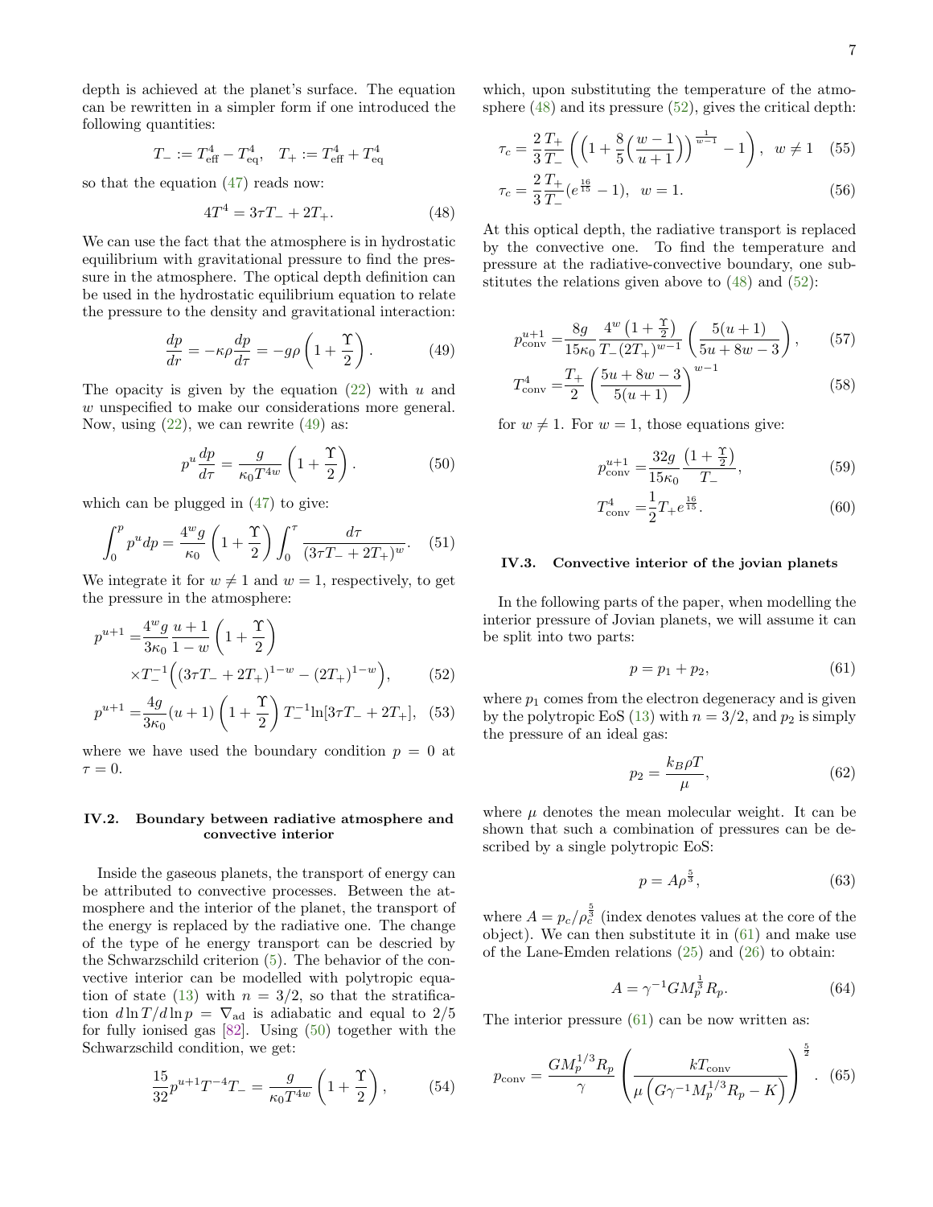depth is achieved at the planet's surface. The equation can be rewritten in a simpler form if one introduced the following quantities:

$$T_- := T_{\rm eff}^4 - T_{\rm eq}^4, \quad T_+ := T_{\rm eff}^4 + T_{\rm eq}^4$$

so that the equation (47) reads now:

$$4T^4 = 3\tau T_- + 2T_+. \tag{48}$$

We can use the fact that the atmosphere is in hydrostatic equilibrium with gravitational pressure to find the pressure in the atmosphere. The optical depth definition can be used in the hydrostatic equilibrium equation to relate the pressure to the density and gravitational interaction:

$$\frac{dp}{dr} = -\kappa\rho\frac{dp}{d\tau} = -g\rho\left(1+\frac{\Upsilon}{2}\right). \tag{49}$$

The opacity is given by the equation (22) with $u$ and $w$ unspecified to make our considerations more general. Now, using (22), we can rewrite (49) as:

$$p^u\frac{dp}{d\tau} = \frac{g}{\kappa_0 T^{4w}}\left(1+\frac{\Upsilon}{2}\right). \tag{50}$$

which can be plugged in (47) to give:

$$\int_0^p p^u dp = \frac{4^w g}{\kappa_0}\left(1+\frac{\Upsilon}{2}\right)\int_0^\tau \frac{d\tau}{(3\tau T_- + 2T_+)^w}. \tag{51}$$

We integrate it for $w \neq 1$ and $w = 1$, respectively, to get the pressure in the atmosphere:

$$p^{u+1} = \frac{4^w g}{3\kappa_0}\frac{u+1}{1-w}\left(1+\frac{\Upsilon}{2}\right) \times T_-^{-1}\Big((3\tau T_- + 2T_+)^{1-w} - (2T_+)^{1-w}\Big), \tag{52}$$

$$p^{u+1} = \frac{4g}{3\kappa_0}(u+1)\left(1+\frac{\Upsilon}{2}\right)T_-^{-1}\ln[3\tau T_- + 2T_+], \tag{53}$$

where we have used the boundary condition $p = 0$ at $\tau = 0$.

### IV.2. Boundary between radiative atmosphere and convective interior

Inside the gaseous planets, the transport of energy can be attributed to convective processes. Between the atmosphere and the interior of the planet, the transport of the energy is replaced by the radiative one. The change of the type of he energy transport can be descried by the Schwarzschild criterion (5). The behavior of the convective interior can be modelled with polytropic equation of state (13) with $n = 3/2$, so that the stratification $d\ln T/d\ln p = \nabla_{\rm ad}$ is adiabatic and equal to 2/5 for fully ionised gas [82]. Using (50) together with the Schwarzschild condition, we get:

$$\frac{15}{32}p^{u+1}T^{-4}T_- = \frac{g}{\kappa_0 T^{4w}}\left(1+\frac{\Upsilon}{2}\right), \tag{54}$$

which, upon substituting the temperature of the atmosphere (48) and its pressure (52), gives the critical depth:

$$\tau_c = \frac{2}{3}\frac{T_+}{T_-}\left(\left(1+\frac{8}{5}\Big(\frac{w-1}{u+1}\Big)\right)^{\frac{1}{w-1}} - 1\right), \quad w \neq 1 \tag{55}$$

$$\tau_c = \frac{2}{3}\frac{T_+}{T_-}(e^{\frac{16}{15}} - 1), \quad w = 1. \tag{56}$$

At this optical depth, the radiative transport is replaced by the convective one. To find the temperature and pressure at the radiative-convective boundary, one substitutes the relations given above to (48) and (52):

$$p_{\rm conv}^{u+1} = \frac{8g}{15\kappa_0}\frac{4^w\left(1+\frac{\Upsilon}{2}\right)}{T_-(2T_+)^{w-1}}\left(\frac{5(u+1)}{5u+8w-3}\right), \tag{57}$$

$$T_{\rm conv}^4 = \frac{T_+}{2}\left(\frac{5u+8w-3}{5(u+1)}\right)^{w-1} \tag{58}$$

for $w \neq 1$. For $w = 1$, those equations give:

$$p_{\rm conv}^{u+1} = \frac{32g}{15\kappa_0}\frac{\left(1+\frac{\Upsilon}{2}\right)}{T_-}, \tag{59}$$

$$T_{\rm conv}^4 = \frac{1}{2}T_+ e^{\frac{16}{15}}. \tag{60}$$

### IV.3. Convective interior of the jovian planets

In the following parts of the paper, when modelling the interior pressure of Jovian planets, we will assume it can be split into two parts:

$$p = p_1 + p_2, \tag{61}$$

where $p_1$ comes from the electron degeneracy and is given by the polytropic EoS (13) with $n = 3/2$, and $p_2$ is simply the pressure of an ideal gas:

$$p_2 = \frac{k_B\rho T}{\mu}, \tag{62}$$

where $\mu$ denotes the mean molecular weight. It can be shown that such a combination of pressures can be described by a single polytropic EoS:

$$p = A\rho^{\frac{5}{3}}, \tag{63}$$

where $A = p_c/\rho_c^{\frac{5}{3}}$ (index denotes values at the core of the object). We can then substitute it in (61) and make use of the Lane-Emden relations (25) and (26) to obtain:

$$A = \gamma^{-1}GM_p^{\frac{1}{3}}R_p. \tag{64}$$

The interior pressure (61) can be now written as:

$$p_{\rm conv} = \frac{GM_p^{1/3}R_p}{\gamma}\left(\frac{kT_{\rm conv}}{\mu\left(G\gamma^{-1}M_p^{1/3}R_p - K\right)}\right)^{\frac{5}{2}}. \tag{65}$$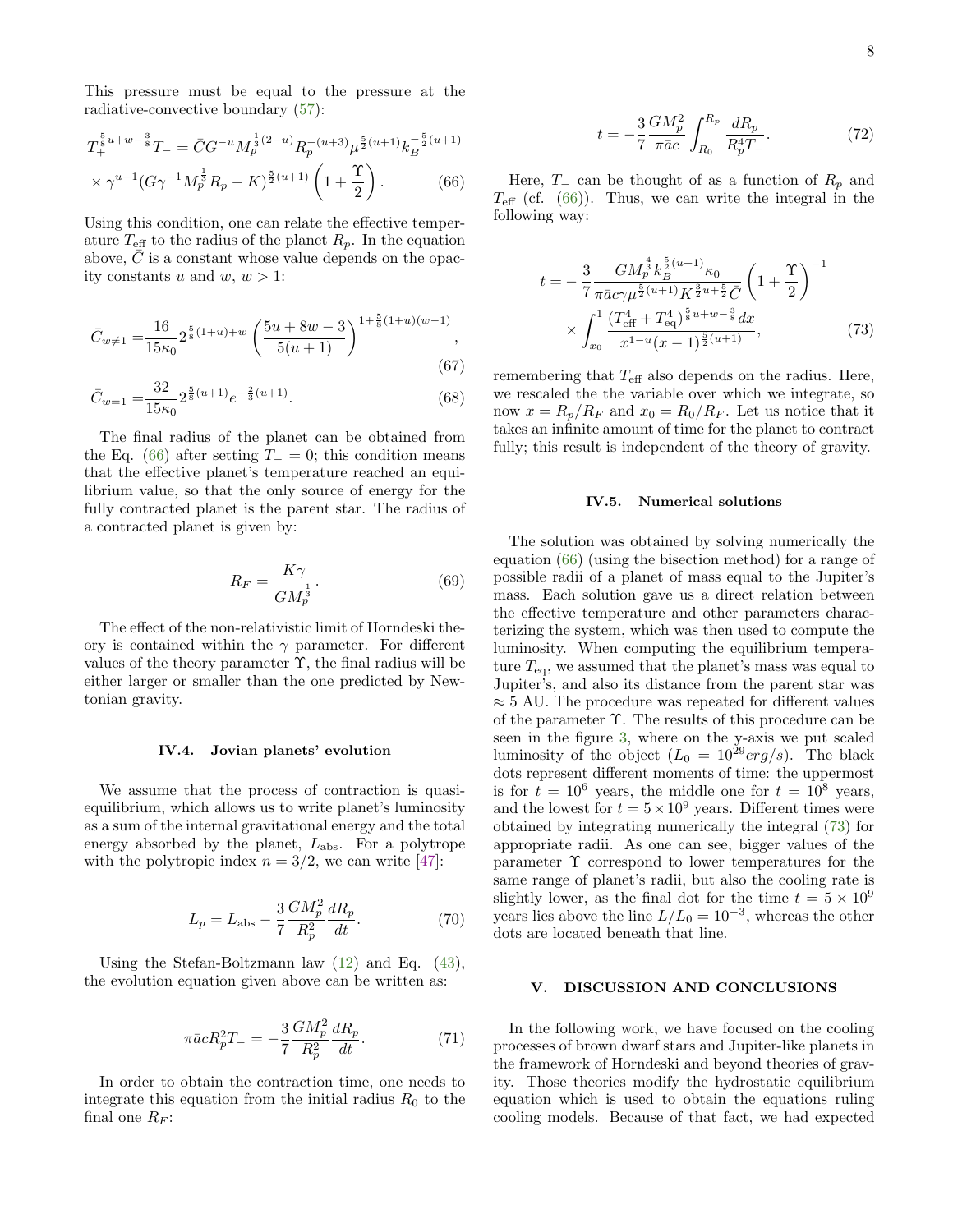This pressure must be equal to the pressure at the radiative-convective boundary (57):

$$T_+^{\frac{5}{8}u+w-\frac{3}{8}}T_- = \bar{C}G^{-u}M_p^{\frac{1}{3}(2-u)}R_p^{-(u+3)}\mu^{\frac{5}{2}(u+1)}k_B^{-\frac{5}{2}(u+1)} \times \gamma^{u+1}(G\gamma^{-1}M_p^{\frac{1}{3}}R_p - K)^{\frac{5}{2}(u+1)}\left(1+\frac{\Upsilon}{2}\right). \tag{66}$$

Using this condition, one can relate the effective temperature $T_{\text{eff}}$ to the radius of the planet $R_p$. In the equation above, $\bar{C}$ is a constant whose value depends on the opacity constants $u$ and $w$, $w>1$:

$$\bar{C}_{w\neq 1} = \frac{16}{15\kappa_0}2^{\frac{5}{8}(1+u)+w}\left(\frac{5u+8w-3}{5(u+1)}\right)^{1+\frac{5}{8}(1+u)(w-1)}, \tag{67}$$

$$\bar{C}_{w=1} = \frac{32}{15\kappa_0}2^{\frac{5}{8}(u+1)}e^{-\frac{2}{3}(u+1)}. \tag{68}$$

The final radius of the planet can be obtained from the Eq. (66) after setting $T_-=0$; this condition means that the effective planet's temperature reached an equilibrium value, so that the only source of energy for the fully contracted planet is the parent star. The radius of a contracted planet is given by:

$$R_F = \frac{K\gamma}{GM_p^{\frac{1}{3}}}. \tag{69}$$

The effect of the non-relativistic limit of Horndeski theory is contained within the $\gamma$ parameter. For different values of the theory parameter $\Upsilon$, the final radius will be either larger or smaller than the one predicted by Newtonian gravity.

### IV.4. Jovian planets' evolution

We assume that the process of contraction is quasi-equilibrium, which allows us to write planet's luminosity as a sum of the internal gravitational energy and the total energy absorbed by the planet, $L_{\text{abs}}$. For a polytrope with the polytropic index $n=3/2$, we can write [47]:

$$L_p = L_{\text{abs}} - \frac{3}{7}\frac{GM_p^2}{R_p^2}\frac{dR_p}{dt}. \tag{70}$$

Using the Stefan-Boltzmann law (12) and Eq. (43), the evolution equation given above can be written as:

$$\pi\bar{a}cR_p^2T_- = -\frac{3}{7}\frac{GM_p^2}{R_p^2}\frac{dR_p}{dt}. \tag{71}$$

In order to obtain the contraction time, one needs to integrate this equation from the initial radius $R_0$ to the final one $R_F$:

$$t = -\frac{3}{7}\frac{GM_p^2}{\pi\bar{a}c}\int_{R_0}^{R_p}\frac{dR_p}{R_p^4T_-}. \tag{72}$$

Here, $T_-$ can be thought of as a function of $R_p$ and $T_{\text{eff}}$ (cf. (66)). Thus, we can write the integral in the following way:

$$t = -\frac{3}{7}\frac{GM_p^{\frac{4}{3}}k_B^{\frac{5}{2}(u+1)}\kappa_0}{\pi\bar{a}c\gamma\mu^{\frac{5}{2}(u+1)}K^{\frac{3}{2}u+\frac{5}{2}}\bar{C}}\left(1+\frac{\Upsilon}{2}\right)^{-1} \times \int_{x_0}^{1}\frac{(T_{\text{eff}}^4+T_{\text{eq}}^4)^{\frac{5}{8}u+w-\frac{3}{8}}dx}{x^{1-u}(x-1)^{\frac{5}{2}(u+1)}}, \tag{73}$$

remembering that $T_{\text{eff}}$ also depends on the radius. Here, we rescaled the the variable over which we integrate, so now $x=R_p/R_F$ and $x_0=R_0/R_F$. Let us notice that it takes an infinite amount of time for the planet to contract fully; this result is independent of the theory of gravity.

### IV.5. Numerical solutions

The solution was obtained by solving numerically the equation (66) (using the bisection method) for a range of possible radii of a planet of mass equal to the Jupiter's mass. Each solution gave us a direct relation between the effective temperature and other parameters characterizing the system, which was then used to compute the luminosity. When computing the equilibrium temperature $T_{\text{eq}}$, we assumed that the planet's mass was equal to Jupiter's, and also its distance from the parent star was $\approx 5$ AU. The procedure was repeated for different values of the parameter $\Upsilon$. The results of this procedure can be seen in the figure 3, where on the y-axis we put scaled luminosity of the object ($L_0=10^{29}erg/s$). The black dots represent different moments of time: the uppermost is for $t=10^6$ years, the middle one for $t=10^8$ years, and the lowest for $t=5\times10^9$ years. Different times were obtained by integrating numerically the integral (73) for appropriate radii. As one can see, bigger values of the parameter $\Upsilon$ correspond to lower temperatures for the same range of planet's radii, but also the cooling rate is slightly lower, as the final dot for the time $t=5\times10^9$ years lies above the line $L/L_0=10^{-3}$, whereas the other dots are located beneath that line.

## V. DISCUSSION AND CONCLUSIONS

In the following work, we have focused on the cooling processes of brown dwarf stars and Jupiter-like planets in the framework of Horndeski and beyond theories of gravity. Those theories modify the hydrostatic equilibrium equation which is used to obtain the equations ruling cooling models. Because of that fact, we had expected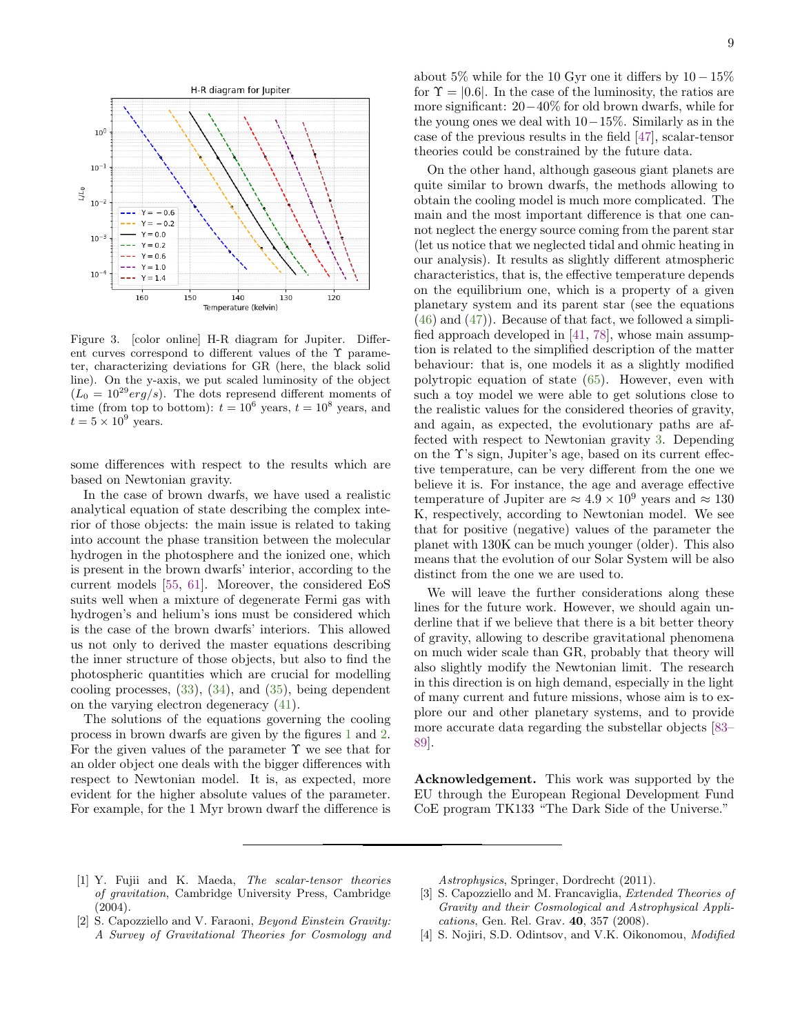Figure 3. [color online] H-R diagram for Jupiter. Different curves correspond to different values of the $\Upsilon$ parameter, characterizing deviations for GR (here, the black solid line). On the y-axis, we put scaled luminosity of the object ($L_0 = 10^{29} erg/s$). The dots represend different moments of time (from top to bottom): $t = 10^6$ years, $t = 10^8$ years, and $t = 5\times10^9$ years.

some differences with respect to the results which are based on Newtonian gravity.

In the case of brown dwarfs, we have used a realistic analytical equation of state describing the complex interior of those objects: the main issue is related to taking into account the phase transition between the molecular hydrogen in the photosphere and the ionized one, which is present in the brown dwarfs' interior, according to the current models [55, 61]. Moreover, the considered EoS suits well when a mixture of degenerate Fermi gas with hydrogen's and helium's ions must be considered which is the case of the brown dwarfs' interiors. This allowed us not only to derived the master equations describing the inner structure of those objects, but also to find the photospheric quantities which are crucial for modelling cooling processes, (33), (34), and (35), being dependent on the varying electron degeneracy (41).

The solutions of the equations governing the cooling process in brown dwarfs are given by the figures 1 and 2. For the given values of the parameter $\Upsilon$ we see that for an older object one deals with the bigger differences with respect to Newtonian model. It is, as expected, more evident for the higher absolute values of the parameter. For example, for the 1 Myr brown dwarf the difference is about 5% while for the 10 Gyr one it differs by $10-15\%$ for $\Upsilon = |0.6|$. In the case of the luminosity, the ratios are more significant: $20-40\%$ for old brown dwarfs, while for the young ones we deal with $10-15\%$. Similarly as in the case of the previous results in the field [47], scalar-tensor theories could be constrained by the future data.

On the other hand, although gaseous giant planets are quite similar to brown dwarfs, the methods allowing to obtain the cooling model is much more complicated. The main and the most important difference is that one cannot neglect the energy source coming from the parent star (let us notice that we neglected tidal and ohmic heating in our analysis). It results as slightly different atmospheric characteristics, that is, the effective temperature depends on the equilibrium one, which is a property of a given planetary system and its parent star (see the equations (46) and (47)). Because of that fact, we followed a simplified approach developed in [41, 78], whose main assumption is related to the simplified description of the matter behaviour: that is, one models it as a slightly modified polytropic equation of state (65). However, even with such a toy model we were able to get solutions close to the realistic values for the considered theories of gravity, and again, as expected, the evolutionary paths are affected with respect to Newtonian gravity 3. Depending on the $\Upsilon$'s sign, Jupiter's age, based on its current effective temperature, can be very different from the one we believe it is. For instance, the age and average effective temperature of Jupiter are $\approx 4.9\times10^9$ years and $\approx 130$ K, respectively, according to Newtonian model. We see that for positive (negative) values of the parameter the planet with 130K can be much younger (older). This also means that the evolution of our Solar System will be also distinct from the one we are used to.

We will leave the further considerations along these lines for the future work. However, we should again underline that if we believe that there is a bit better theory of gravity, allowing to describe gravitational phenomena on much wider scale than GR, probably that theory will also slightly modify the Newtonian limit. The research in this direction is on high demand, especially in the light of many current and future missions, whose aim is to explore our and other planetary systems, and to provide more accurate data regarding the substellar objects [83–89].

**Acknowledgement.** This work was supported by the EU through the European Regional Development Fund CoE program TK133 "The Dark Side of the Universe."

---

[1] Y. Fujii and K. Maeda, *The scalar-tensor theories of gravitation*, Cambridge University Press, Cambridge (2004).

[2] S. Capozziello and V. Faraoni, *Beyond Einstein Gravity: A Survey of Gravitational Theories for Cosmology and Astrophysics*, Springer, Dordrecht (2011).

[3] S. Capozziello and M. Francaviglia, *Extended Theories of Gravity and their Cosmological and Astrophysical Applications*, Gen. Rel. Grav. **40**, 357 (2008).

[4] S. Nojiri, S.D. Odintsov, and V.K. Oikonomou, *Modified*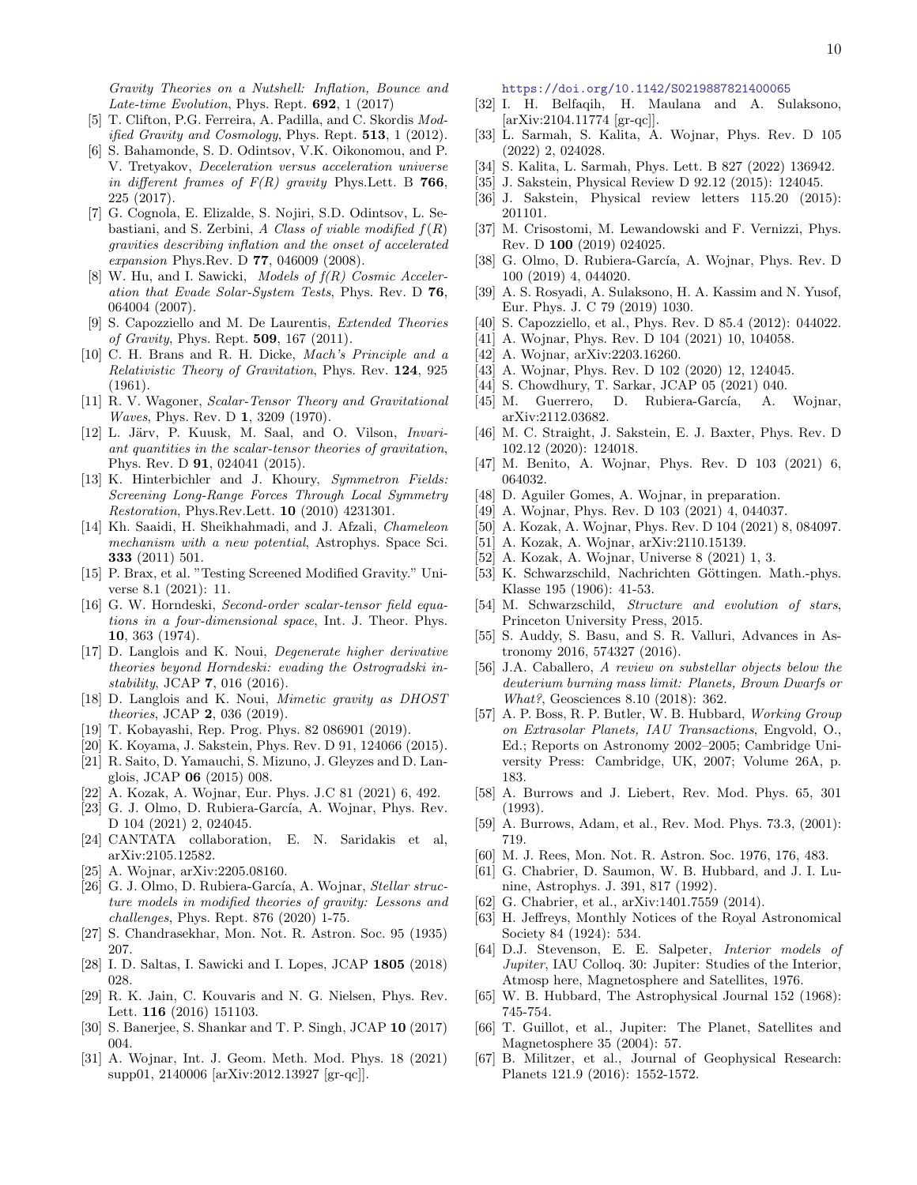*Gravity Theories on a Nutshell: Inflation, Bounce and Late-time Evolution*, Phys. Rept. **692**, 1 (2017)

[5] T. Clifton, P.G. Ferreira, A. Padilla, and C. Skordis *Modified Gravity and Cosmology*, Phys. Rept. **513**, 1 (2012).

[6] S. Bahamonde, S. D. Odintsov, V.K. Oikonomou, and P. V. Tretyakov, *Deceleration versus acceleration universe in different frames of $F(R)$ gravity* Phys.Lett. B **766**, 225 (2017).

[7] G. Cognola, E. Elizalde, S. Nojiri, S.D. Odintsov, L. Sebastiani, and S. Zerbini, *A Class of viable modified $f(R)$ gravities describing inflation and the onset of accelerated expansion* Phys.Rev. D **77**, 046009 (2008).

[8] W. Hu, and I. Sawicki, *Models of f(R) Cosmic Acceleration that Evade Solar-System Tests*, Phys. Rev. D **76**, 064004 (2007).

[9] S. Capozziello and M. De Laurentis, *Extended Theories of Gravity*, Phys. Rept. **509**, 167 (2011).

[10] C. H. Brans and R. H. Dicke, *Mach's Principle and a Relativistic Theory of Gravitation*, Phys. Rev. **124**, 925 (1961).

[11] R. V. Wagoner, *Scalar-Tensor Theory and Gravitational Waves*, Phys. Rev. D **1**, 3209 (1970).

[12] L. Järv, P. Kuusk, M. Saal, and O. Vilson, *Invariant quantities in the scalar-tensor theories of gravitation*, Phys. Rev. D **91**, 024041 (2015).

[13] K. Hinterbichler and J. Khoury, *Symmetron Fields: Screening Long-Range Forces Through Local Symmetry Restoration*, Phys.Rev.Lett. **10** (2010) 4231301.

[14] Kh. Saaidi, H. Sheikhahmadi, and J. Afzali, *Chameleon mechanism with a new potential*, Astrophys. Space Sci. **333** (2011) 501.

[15] P. Brax, et al. "Testing Screened Modified Gravity." Universe 8.1 (2021): 11.

[16] G. W. Horndeski, *Second-order scalar-tensor field equations in a four-dimensional space*, Int. J. Theor. Phys. **10**, 363 (1974).

[17] D. Langlois and K. Noui, *Degenerate higher derivative theories beyond Horndeski: evading the Ostrogradski instability*, JCAP **7**, 016 (2016).

[18] D. Langlois and K. Noui, *Mimetic gravity as DHOST theories*, JCAP **2**, 036 (2019).

[19] T. Kobayashi, Rep. Prog. Phys. 82 086901 (2019).

[20] K. Koyama, J. Sakstein, Phys. Rev. D 91, 124066 (2015).

[21] R. Saito, D. Yamauchi, S. Mizuno, J. Gleyzes and D. Langlois, JCAP **06** (2015) 008.

[22] A. Kozak, A. Wojnar, Eur. Phys. J.C 81 (2021) 6, 492.

[23] G. J. Olmo, D. Rubiera-García, A. Wojnar, Phys. Rev. D 104 (2021) 2, 024045.

[24] CANTATA collaboration, E. N. Saridakis et al, arXiv:2105.12582.

[25] A. Wojnar, arXiv:2205.08160.

[26] G. J. Olmo, D. Rubiera-García, A. Wojnar, *Stellar structure models in modified theories of gravity: Lessons and challenges*, Phys. Rept. 876 (2020) 1-75.

[27] S. Chandrasekhar, Mon. Not. R. Astron. Soc. 95 (1935) 207.

[28] I. D. Saltas, I. Sawicki and I. Lopes, JCAP **1805** (2018) 028.

[29] R. K. Jain, C. Kouvaris and N. G. Nielsen, Phys. Rev. Lett. **116** (2016) 151103.

[30] S. Banerjee, S. Shankar and T. P. Singh, JCAP **10** (2017) 004.

[31] A. Wojnar, Int. J. Geom. Meth. Mod. Phys. 18 (2021) supp01, 2140006 [arXiv:2012.13927 [gr-qc]]. https://doi.org/10.1142/S0219887821400065

[32] I. H. Belfaqih, H. Maulana and A. Sulaksono, [arXiv:2104.11774 [gr-qc]].

[33] L. Sarmah, S. Kalita, A. Wojnar, Phys. Rev. D 105 (2022) 2, 024028.

[34] S. Kalita, L. Sarmah, Phys. Lett. B 827 (2022) 136942.

[35] J. Sakstein, Physical Review D 92.12 (2015): 124045.

[36] J. Sakstein, Physical review letters 115.20 (2015): 201101.

[37] M. Crisostomi, M. Lewandowski and F. Vernizzi, Phys. Rev. D **100** (2019) 024025.

[38] G. Olmo, D. Rubiera-García, A. Wojnar, Phys. Rev. D 100 (2019) 4, 044020.

[39] A. S. Rosyadi, A. Sulaksono, H. A. Kassim and N. Yusof, Eur. Phys. J. C 79 (2019) 1030.

[40] S. Capozziello, et al., Phys. Rev. D 85.4 (2012): 044022.

[41] A. Wojnar, Phys. Rev. D 104 (2021) 10, 104058.

[42] A. Wojnar, arXiv:2203.16260.

[43] A. Wojnar, Phys. Rev. D 102 (2020) 12, 124045.

[44] S. Chowdhury, T. Sarkar, JCAP 05 (2021) 040.

[45] M. Guerrero, D. Rubiera-García, A. Wojnar, arXiv:2112.03682.

[46] M. C. Straight, J. Sakstein, E. J. Baxter, Phys. Rev. D 102.12 (2020): 124018.

[47] M. Benito, A. Wojnar, Phys. Rev. D 103 (2021) 6, 064032.

[48] D. Aguiler Gomes, A. Wojnar, in preparation.

[49] A. Wojnar, Phys. Rev. D 103 (2021) 4, 044037.

[50] A. Kozak, A. Wojnar, Phys. Rev. D 104 (2021) 8, 084097.

[51] A. Kozak, A. Wojnar, arXiv:2110.15139.

[52] A. Kozak, A. Wojnar, Universe 8 (2021) 1, 3.

[53] K. Schwarzschild, Nachrichten Göttingen. Math.-phys. Klasse 195 (1906): 41-53.

[54] M. Schwarzschild, *Structure and evolution of stars*, Princeton University Press, 2015.

[55] S. Auddy, S. Basu, and S. R. Valluri, Advances in Astronomy 2016, 574327 (2016).

[56] J.A. Caballero, *A review on substellar objects below the deuterium burning mass limit: Planets, Brown Dwarfs or What?*, Geosciences 8.10 (2018): 362.

[57] A. P. Boss, R. P. Butler, W. B. Hubbard, *Working Group on Extrasolar Planets, IAU Transactions*, Engvold, O., Ed.; Reports on Astronomy 2002–2005; Cambridge University Press: Cambridge, UK, 2007; Volume 26A, p. 183.

[58] A. Burrows and J. Liebert, Rev. Mod. Phys. 65, 301 (1993).

[59] A. Burrows, Adam, et al., Rev. Mod. Phys. 73.3, (2001): 719.

[60] M. J. Rees, Mon. Not. R. Astron. Soc. 1976, 176, 483.

[61] G. Chabrier, D. Saumon, W. B. Hubbard, and J. I. Lunine, Astrophys. J. 391, 817 (1992).

[62] G. Chabrier, et al., arXiv:1401.7559 (2014).

[63] H. Jeffreys, Monthly Notices of the Royal Astronomical Society 84 (1924): 534.

[64] D.J. Stevenson, E. E. Salpeter, *Interior models of Jupiter*, IAU Colloq. 30: Jupiter: Studies of the Interior, Atmosp here, Magnetosphere and Satellites, 1976.

[65] W. B. Hubbard, The Astrophysical Journal 152 (1968): 745-754.

[66] T. Guillot, et al., Jupiter: The Planet, Satellites and Magnetosphere 35 (2004): 57.

[67] B. Militzer, et al., Journal of Geophysical Research: Planets 121.9 (2016): 1552-1572.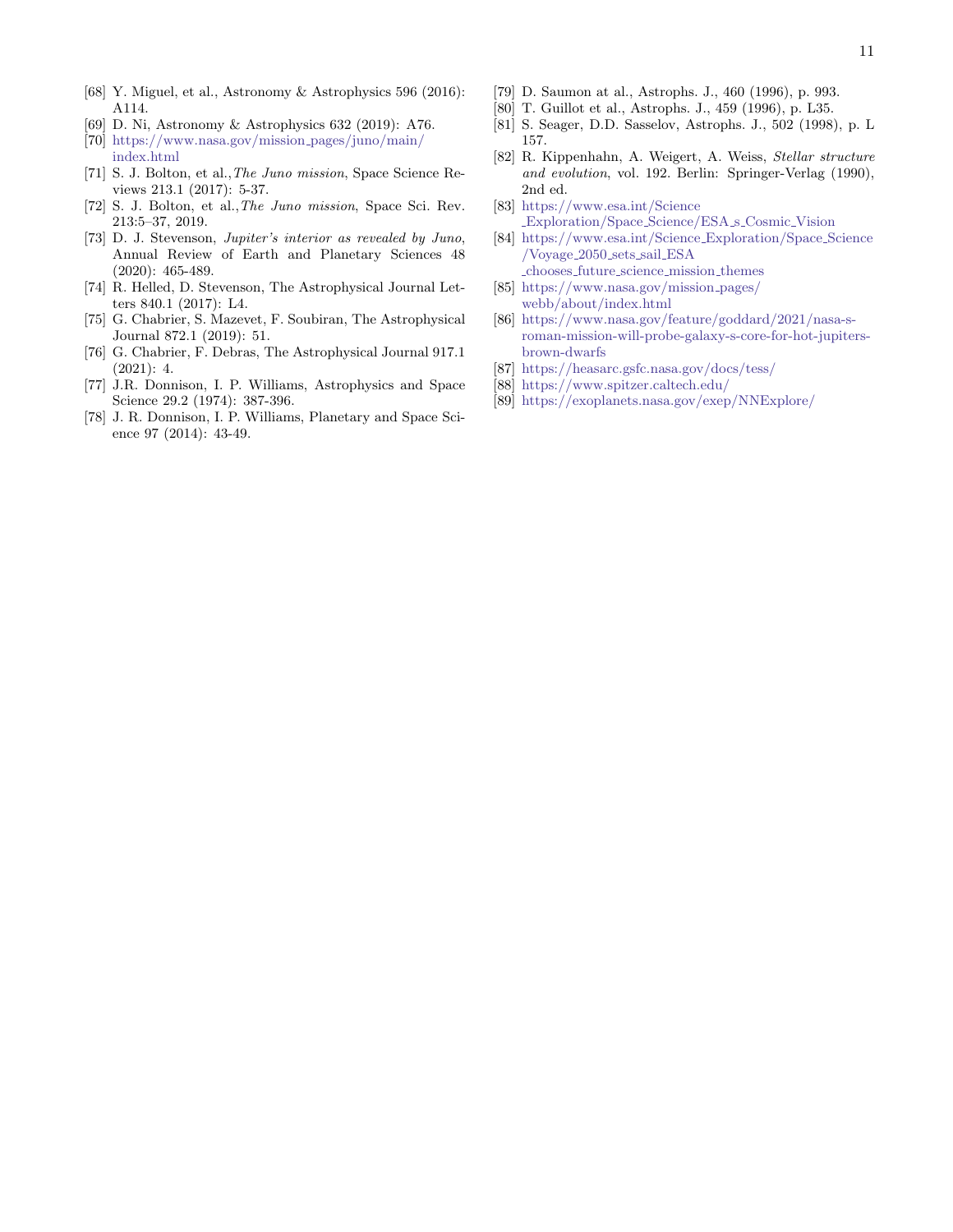[68] Y. Miguel, et al., Astronomy & Astrophysics 596 (2016): A114.

[69] D. Ni, Astronomy & Astrophysics 632 (2019): A76.

[70] https://www.nasa.gov/mission_pages/juno/main/index.html

[71] S. J. Bolton, et al.,*The Juno mission*, Space Science Reviews 213.1 (2017): 5-37.

[72] S. J. Bolton, et al.,*The Juno mission*, Space Sci. Rev. 213:5–37, 2019.

[73] D. J. Stevenson, *Jupiter's interior as revealed by Juno*, Annual Review of Earth and Planetary Sciences 48 (2020): 465-489.

[74] R. Helled, D. Stevenson, The Astrophysical Journal Letters 840.1 (2017): L4.

[75] G. Chabrier, S. Mazevet, F. Soubiran, The Astrophysical Journal 872.1 (2019): 51.

[76] G. Chabrier, F. Debras, The Astrophysical Journal 917.1 (2021): 4.

[77] J.R. Donnison, I. P. Williams, Astrophysics and Space Science 29.2 (1974): 387-396.

[78] J. R. Donnison, I. P. Williams, Planetary and Space Science 97 (2014): 43-49.

[79] D. Saumon at al., Astrophs. J., 460 (1996), p. 993.

[80] T. Guillot et al., Astrophs. J., 459 (1996), p. L35.

[81] S. Seager, D.D. Sasselov, Astrophs. J., 502 (1998), p. L 157.

[82] R. Kippenhahn, A. Weigert, A. Weiss, *Stellar structure and evolution*, vol. 192. Berlin: Springer-Verlag (1990), 2nd ed.

[83] https://www.esa.int/Science_Exploration/Space_Science/ESA_s_Cosmic_Vision

[84] https://www.esa.int/Science_Exploration/Space_Science/Voyage_2050_sets_sail_ESA_chooses_future_science_mission_themes

[85] https://www.nasa.gov/mission_pages/webb/about/index.html

[86] https://www.nasa.gov/feature/goddard/2021/nasa-s-roman-mission-will-probe-galaxy-s-core-for-hot-jupiters-brown-dwarfs

[87] https://heasarc.gsfc.nasa.gov/docs/tess/

[88] https://www.spitzer.caltech.edu/

[89] https://exoplanets.nasa.gov/exep/NNExplore/